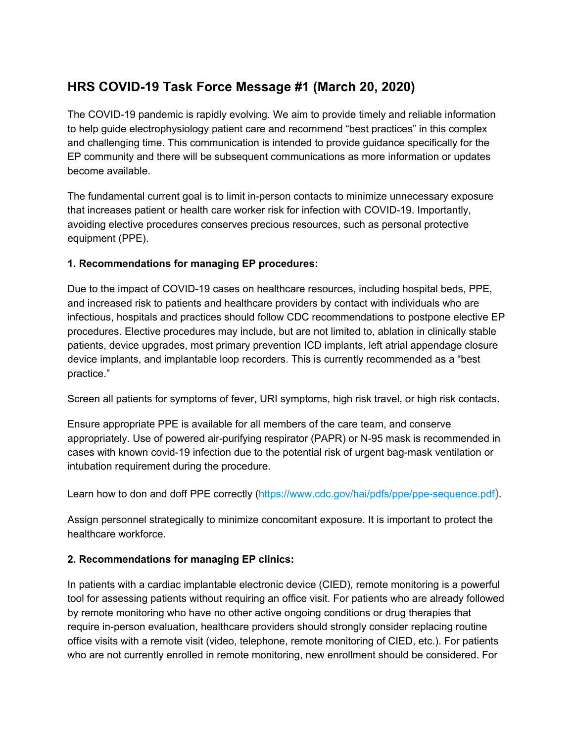# HRS COVID-19 Task Force Message #1 (March 20, 2020)

The COVID-19 pandemic is rapidly evolving. We aim to provide timely and reliable information to help guide electrophysiology patient care and recommend "best practices" in this complex and challenging time. This communication is intended to provide guidance specifically for the EP community and there will be subsequent communications as more information or updates become available.

The fundamental current goal is to limit in-person contacts to minimize unnecessary exposure that increases patient or health care worker risk for infection with COVID-19. Importantly, avoiding elective procedures conserves precious resources, such as personal protective equipment (PPE).

**1. Recommendations for managing EP procedures:**

Due to the impact of COVID-19 cases on healthcare resources, including hospital beds, PPE, and increased risk to patients and healthcare providers by contact with individuals who are infectious, hospitals and practices should follow CDC recommendations to postpone elective EP procedures. Elective procedures may include, but are not limited to, ablation in clinically stable patients, device upgrades, most primary prevention ICD implants, left atrial appendage closure device implants, and implantable loop recorders. This is currently recommended as a "best practice."

Screen all patients for symptoms of fever, URI symptoms, high risk travel, or high risk contacts.

Ensure appropriate PPE is available for all members of the care team, and conserve appropriately. Use of powered air-purifying respirator (PAPR) or N-95 mask is recommended in cases with known covid-19 infection due to the potential risk of urgent bag-mask ventilation or intubation requirement during the procedure.

Learn how to don and doff PPE correctly (https://www.cdc.gov/hai/pdfs/ppe/ppe-sequence.pdf).

Assign personnel strategically to minimize concomitant exposure. It is important to protect the healthcare workforce.

**2. Recommendations for managing EP clinics:**

In patients with a cardiac implantable electronic device (CIED), remote monitoring is a powerful tool for assessing patients without requiring an office visit. For patients who are already followed by remote monitoring who have no other active ongoing conditions or drug therapies that require in-person evaluation, healthcare providers should strongly consider replacing routine office visits with a remote visit (video, telephone, remote monitoring of CIED, etc.). For patients who are not currently enrolled in remote monitoring, new enrollment should be considered. For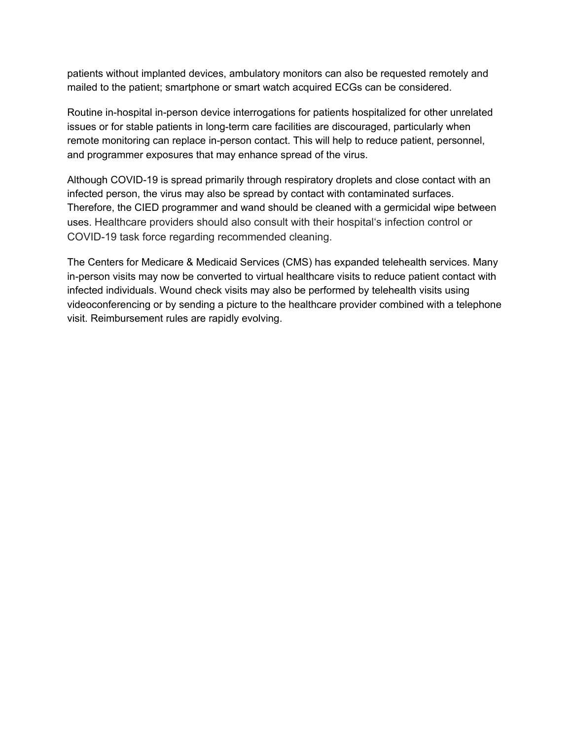patients without implanted devices, ambulatory monitors can also be requested remotely and mailed to the patient; smartphone or smart watch acquired ECGs can be considered.

Routine in-hospital in-person device interrogations for patients hospitalized for other unrelated issues or for stable patients in long-term care facilities are discouraged, particularly when remote monitoring can replace in-person contact. This will help to reduce patient, personnel, and programmer exposures that may enhance spread of the virus.

Although COVID-19 is spread primarily through respiratory droplets and close contact with an infected person, the virus may also be spread by contact with contaminated surfaces. Therefore, the CIED programmer and wand should be cleaned with a germicidal wipe between uses. Healthcare providers should also consult with their hospital's infection control or COVID-19 task force regarding recommended cleaning.

The Centers for Medicare & Medicaid Services (CMS) has expanded telehealth services. Many in-person visits may now be converted to virtual healthcare visits to reduce patient contact with infected individuals. Wound check visits may also be performed by telehealth visits using videoconferencing or by sending a picture to the healthcare provider combined with a telephone visit. Reimbursement rules are rapidly evolving.